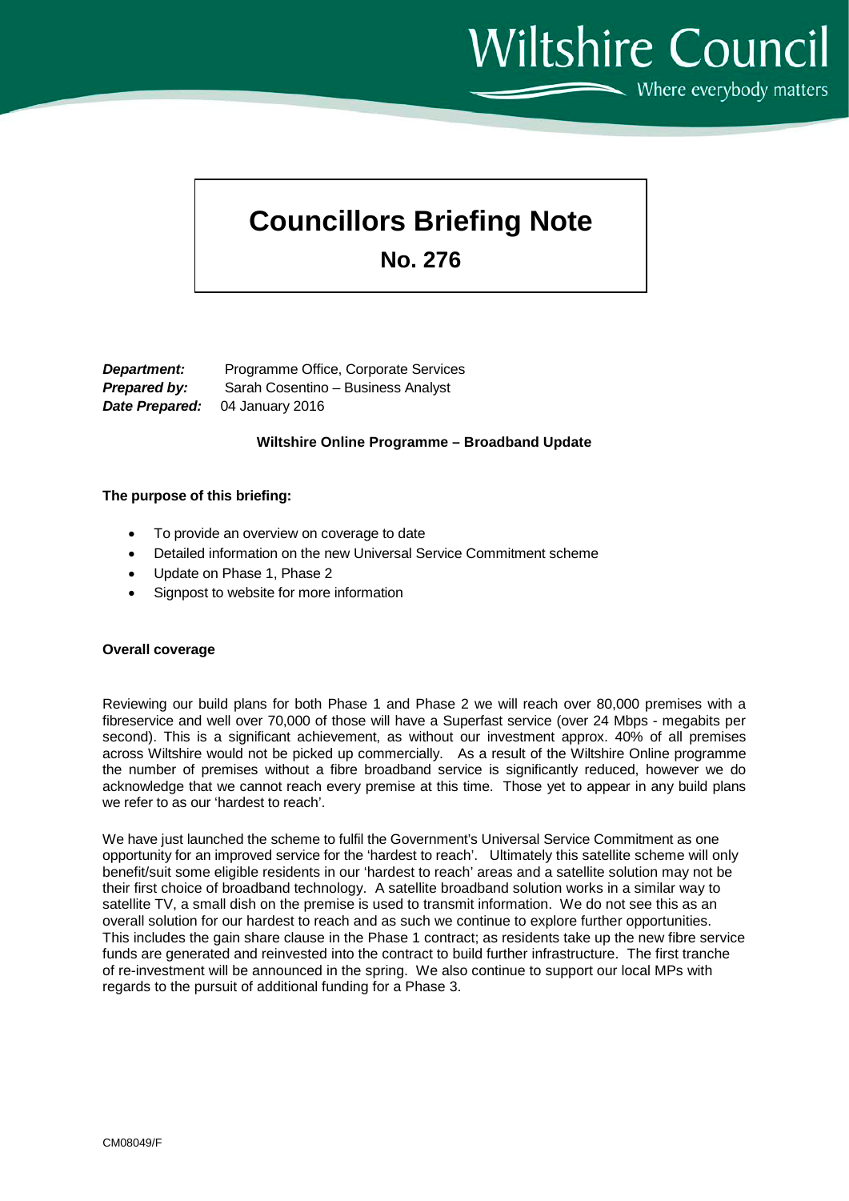Wiltshire Council

Where everybody matters

# Councillors Briefing Note

## No. 276

***Department:*** Programme Office, Corporate Services
***Prepared by:*** Sarah Cosentino – Business Analyst
***Date Prepared:*** 04 January 2016

**Wiltshire Online Programme – Broadband Update**

**The purpose of this briefing:**

- To provide an overview on coverage to date
- Detailed information on the new Universal Service Commitment scheme
- Update on Phase 1, Phase 2
- Signpost to website for more information

**Overall coverage**

Reviewing our build plans for both Phase 1 and Phase 2 we will reach over 80,000 premises with a fibreservice and well over 70,000 of those will have a Superfast service (over 24 Mbps - megabits per second). This is a significant achievement, as without our investment approx. 40% of all premises across Wiltshire would not be picked up commercially. As a result of the Wiltshire Online programme the number of premises without a fibre broadband service is significantly reduced, however we do acknowledge that we cannot reach every premise at this time. Those yet to appear in any build plans we refer to as our 'hardest to reach'.

We have just launched the scheme to fulfil the Government's Universal Service Commitment as one opportunity for an improved service for the 'hardest to reach'. Ultimately this satellite scheme will only benefit/suit some eligible residents in our 'hardest to reach' areas and a satellite solution may not be their first choice of broadband technology. A satellite broadband solution works in a similar way to satellite TV, a small dish on the premise is used to transmit information. We do not see this as an overall solution for our hardest to reach and as such we continue to explore further opportunities. This includes the gain share clause in the Phase 1 contract; as residents take up the new fibre service funds are generated and reinvested into the contract to build further infrastructure. The first tranche of re-investment will be announced in the spring. We also continue to support our local MPs with regards to the pursuit of additional funding for a Phase 3.

CM08049/F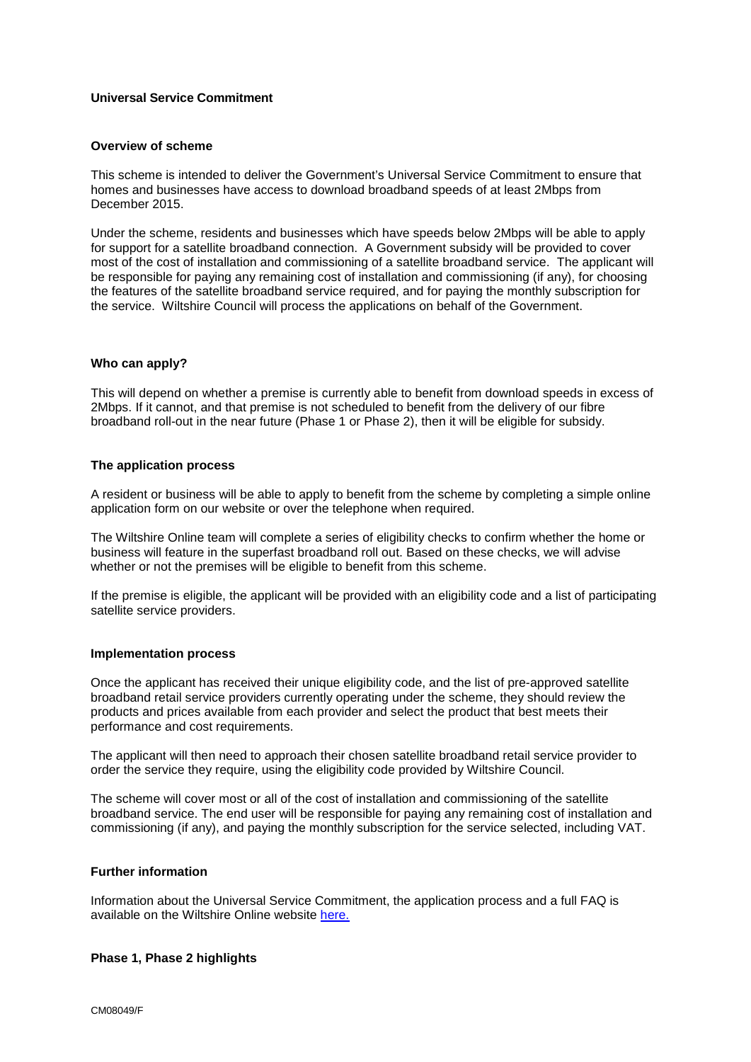**Universal Service Commitment**

**Overview of scheme**

This scheme is intended to deliver the Government's Universal Service Commitment to ensure that homes and businesses have access to download broadband speeds of at least 2Mbps from December 2015.

Under the scheme, residents and businesses which have speeds below 2Mbps will be able to apply for support for a satellite broadband connection. A Government subsidy will be provided to cover most of the cost of installation and commissioning of a satellite broadband service. The applicant will be responsible for paying any remaining cost of installation and commissioning (if any), for choosing the features of the satellite broadband service required, and for paying the monthly subscription for the service. Wiltshire Council will process the applications on behalf of the Government.

**Who can apply?**

This will depend on whether a premise is currently able to benefit from download speeds in excess of 2Mbps. If it cannot, and that premise is not scheduled to benefit from the delivery of our fibre broadband roll-out in the near future (Phase 1 or Phase 2), then it will be eligible for subsidy.

**The application process**

A resident or business will be able to apply to benefit from the scheme by completing a simple online application form on our website or over the telephone when required.

The Wiltshire Online team will complete a series of eligibility checks to confirm whether the home or business will feature in the superfast broadband roll out. Based on these checks, we will advise whether or not the premises will be eligible to benefit from this scheme.

If the premise is eligible, the applicant will be provided with an eligibility code and a list of participating satellite service providers.

**Implementation process**

Once the applicant has received their unique eligibility code, and the list of pre-approved satellite broadband retail service providers currently operating under the scheme, they should review the products and prices available from each provider and select the product that best meets their performance and cost requirements.

The applicant will then need to approach their chosen satellite broadband retail service provider to order the service they require, using the eligibility code provided by Wiltshire Council.

The scheme will cover most or all of the cost of installation and commissioning of the satellite broadband service. The end user will be responsible for paying any remaining cost of installation and commissioning (if any), and paying the monthly subscription for the service selected, including VAT.

**Further information**

Information about the Universal Service Commitment, the application process and a full FAQ is available on the Wiltshire Online website here.

**Phase 1, Phase 2 highlights**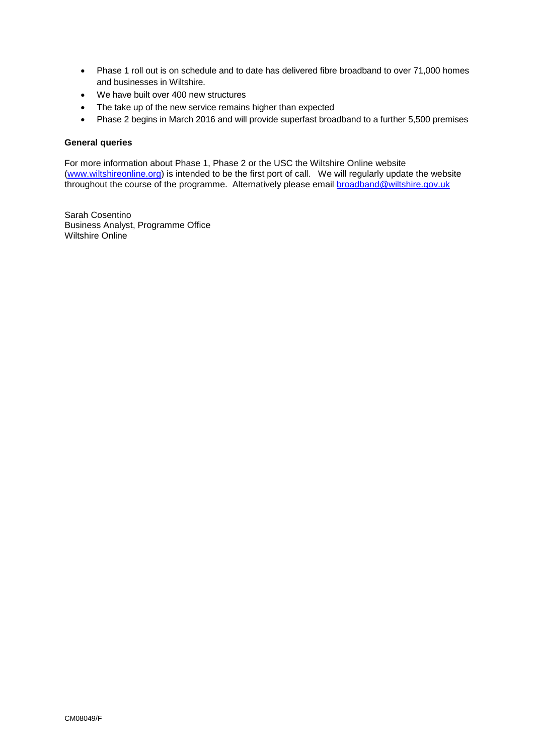- Phase 1 roll out is on schedule and to date has delivered fibre broadband to over 71,000 homes and businesses in Wiltshire.
- We have built over 400 new structures
- The take up of the new service remains higher than expected
- Phase 2 begins in March 2016 and will provide superfast broadband to a further 5,500 premises

**General queries**

For more information about Phase 1, Phase 2 or the USC the Wiltshire Online website (www.wiltshireonline.org) is intended to be the first port of call. We will regularly update the website throughout the course of the programme. Alternatively please email broadband@wiltshire.gov.uk

Sarah Cosentino
Business Analyst, Programme Office
Wiltshire Online

CM08049/F